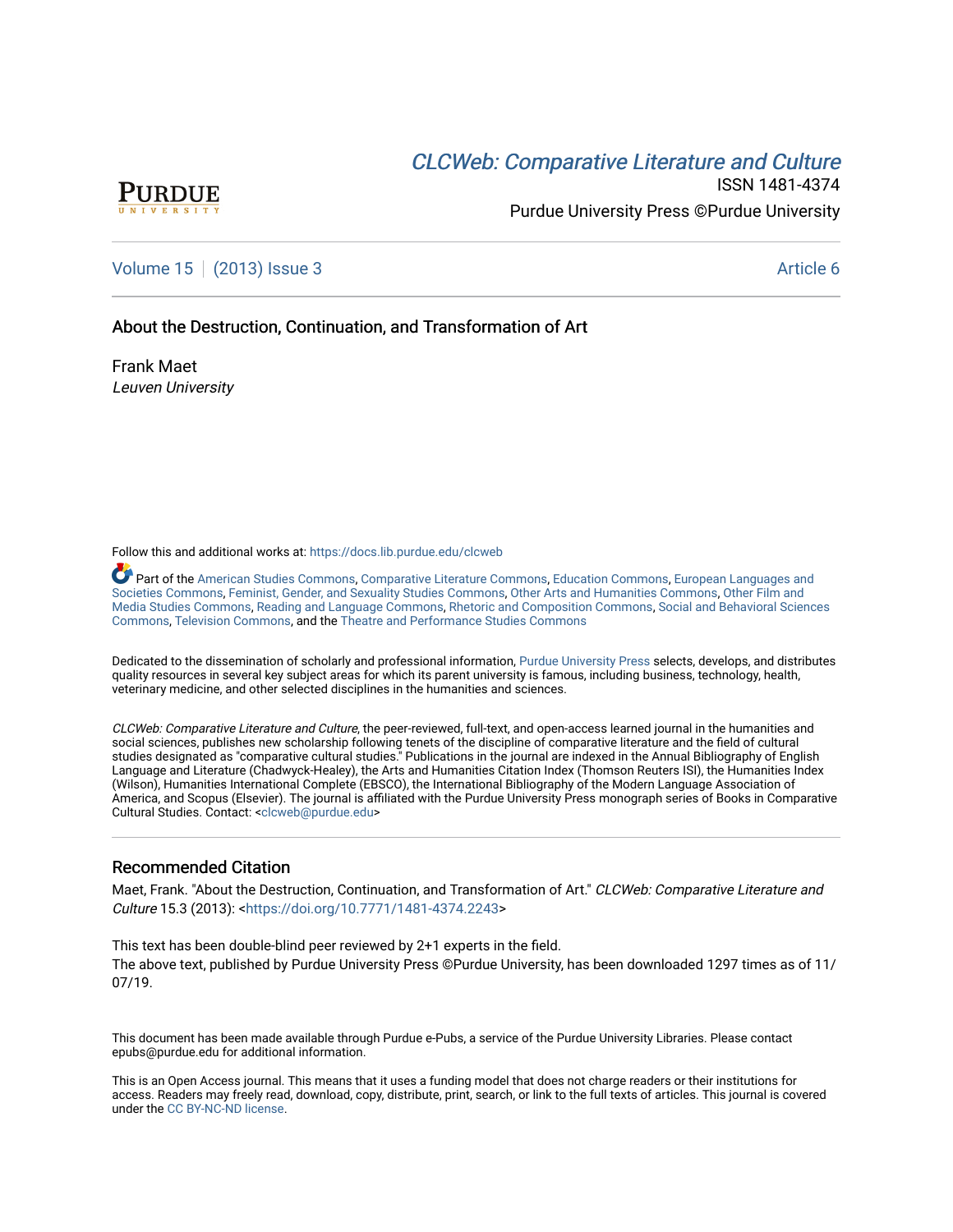CLCWeb: Comparative Literature and Culture

ISSN 1481-4374

Purdue University Press ©Purdue University

Volume 15 | (2013) Issue 3 — Article 6

# About the Destruction, Continuation, and Transformation of Art

Frank Maet

*Leuven University*

Follow this and additional works at: https://docs.lib.purdue.edu/clcweb

Part of the American Studies Commons, Comparative Literature Commons, Education Commons, European Languages and Societies Commons, Feminist, Gender, and Sexuality Studies Commons, Other Arts and Humanities Commons, Other Film and Media Studies Commons, Reading and Language Commons, Rhetoric and Composition Commons, Social and Behavioral Sciences Commons, Television Commons, and the Theatre and Performance Studies Commons

Dedicated to the dissemination of scholarly and professional information, Purdue University Press selects, develops, and distributes quality resources in several key subject areas for which its parent university is famous, including business, technology, health, veterinary medicine, and other selected disciplines in the humanities and sciences.

*CLCWeb: Comparative Literature and Culture*, the peer-reviewed, full-text, and open-access learned journal in the humanities and social sciences, publishes new scholarship following tenets of the discipline of comparative literature and the field of cultural studies designated as "comparative cultural studies." Publications in the journal are indexed in the Annual Bibliography of English Language and Literature (Chadwyck-Healey), the Arts and Humanities Citation Index (Thomson Reuters ISI), the Humanities Index (Wilson), Humanities International Complete (EBSCO), the International Bibliography of the Modern Language Association of America, and Scopus (Elsevier). The journal is affiliated with the Purdue University Press monograph series of Books in Comparative Cultural Studies. Contact: <clcweb@purdue.edu>

## Recommended Citation

Maet, Frank. "About the Destruction, Continuation, and Transformation of Art." *CLCWeb: Comparative Literature and Culture* 15.3 (2013): <https://doi.org/10.7771/1481-4374.2243>

This text has been double-blind peer reviewed by 2+1 experts in the field.

The above text, published by Purdue University Press ©Purdue University, has been downloaded 1297 times as of 11/07/19.

This document has been made available through Purdue e-Pubs, a service of the Purdue University Libraries. Please contact epubs@purdue.edu for additional information.

This is an Open Access journal. This means that it uses a funding model that does not charge readers or their institutions for access. Readers may freely read, download, copy, distribute, print, search, or link to the full texts of articles. This journal is covered under the CC BY-NC-ND license.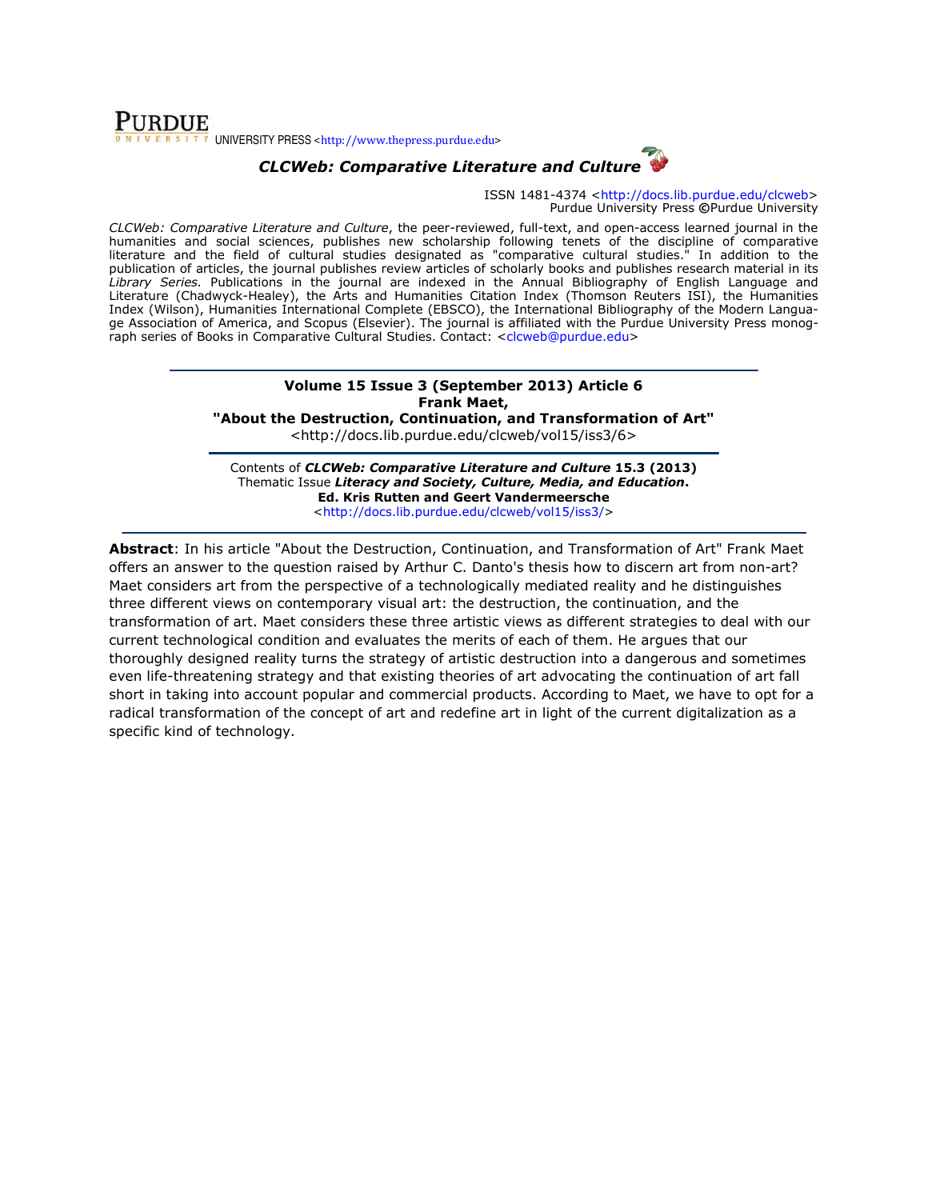PURDUE UNIVERSITY PRESS <http://www.thepress.purdue.edu>

***CLCWeb: Comparative Literature and Culture***

ISSN 1481-4374 <http://docs.lib.purdue.edu/clcweb>
Purdue University Press ©Purdue University

*CLCWeb: Comparative Literature and Culture*, the peer-reviewed, full-text, and open-access learned journal in the humanities and social sciences, publishes new scholarship following tenets of the discipline of comparative literature and the field of cultural studies designated as "comparative cultural studies." In addition to the publication of articles, the journal publishes review articles of scholarly books and publishes research material in its *Library Series.* Publications in the journal are indexed in the Annual Bibliography of English Language and Literature (Chadwyck-Healey), the Arts and Humanities Citation Index (Thomson Reuters ISI), the Humanities Index (Wilson), Humanities International Complete (EBSCO), the International Bibliography of the Modern Language Association of America, and Scopus (Elsevier). The journal is affiliated with the Purdue University Press monograph series of Books in Comparative Cultural Studies. Contact: <clcweb@purdue.edu>

---

**Volume 15 Issue 3 (September 2013) Article 6**
**Frank Maet,**
**"About the Destruction, Continuation, and Transformation of Art"**
<http://docs.lib.purdue.edu/clcweb/vol15/iss3/6>

---

Contents of ***CLCWeb: Comparative Literature and Culture* 15.3 (2013)**
Thematic Issue ***Literacy and Society, Culture, Media, and Education*.**
**Ed. Kris Rutten and Geert Vandermeersche**
<http://docs.lib.purdue.edu/clcweb/vol15/iss3/>

---

**Abstract**: In his article "About the Destruction, Continuation, and Transformation of Art" Frank Maet offers an answer to the question raised by Arthur C. Danto's thesis how to discern art from non-art? Maet considers art from the perspective of a technologically mediated reality and he distinguishes three different views on contemporary visual art: the destruction, the continuation, and the transformation of art. Maet considers these three artistic views as different strategies to deal with our current technological condition and evaluates the merits of each of them. He argues that our thoroughly designed reality turns the strategy of artistic destruction into a dangerous and sometimes even life-threatening strategy and that existing theories of art advocating the continuation of art fall short in taking into account popular and commercial products. According to Maet, we have to opt for a radical transformation of the concept of art and redefine art in light of the current digitalization as a specific kind of technology.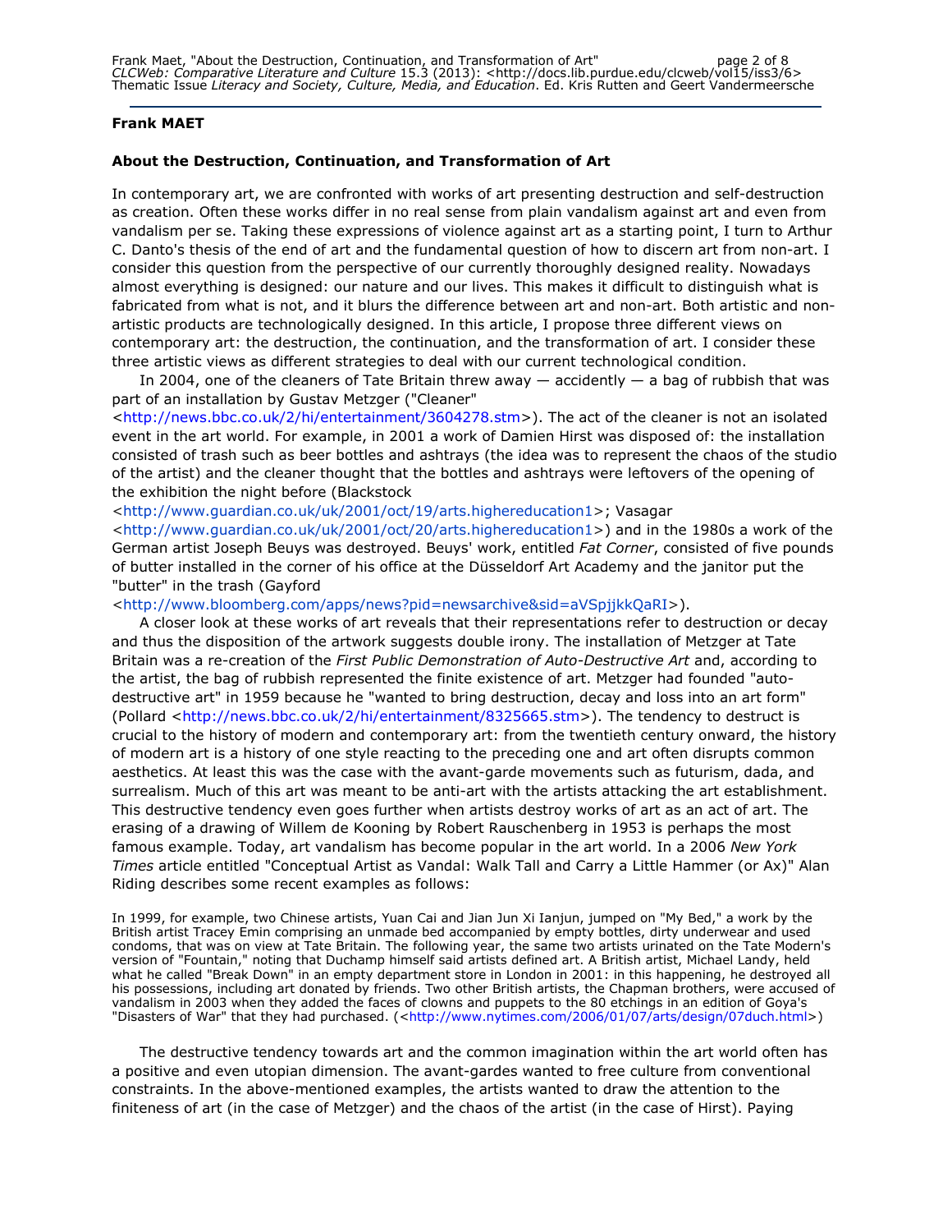**Frank MAET**

**About the Destruction, Continuation, and Transformation of Art**

In contemporary art, we are confronted with works of art presenting destruction and self-destruction as creation. Often these works differ in no real sense from plain vandalism against art and even from vandalism per se. Taking these expressions of violence against art as a starting point, I turn to Arthur C. Danto's thesis of the end of art and the fundamental question of how to discern art from non-art. I consider this question from the perspective of our currently thoroughly designed reality. Nowadays almost everything is designed: our nature and our lives. This makes it difficult to distinguish what is fabricated from what is not, and it blurs the difference between art and non-art. Both artistic and non-artistic products are technologically designed. In this article, I propose three different views on contemporary art: the destruction, the continuation, and the transformation of art. I consider these three artistic views as different strategies to deal with our current technological condition.

In 2004, one of the cleaners of Tate Britain threw away — accidently — a bag of rubbish that was part of an installation by Gustav Metzger ("Cleaner" <http://news.bbc.co.uk/2/hi/entertainment/3604278.stm>). The act of the cleaner is not an isolated event in the art world. For example, in 2001 a work of Damien Hirst was disposed of: the installation consisted of trash such as beer bottles and ashtrays (the idea was to represent the chaos of the studio of the artist) and the cleaner thought that the bottles and ashtrays were leftovers of the opening of the exhibition the night before (Blackstock <http://www.guardian.co.uk/uk/2001/oct/19/arts.highereducation1>; Vasagar <http://www.guardian.co.uk/uk/2001/oct/20/arts.highereducation1>) and in the 1980s a work of the German artist Joseph Beuys was destroyed. Beuys' work, entitled *Fat Corner*, consisted of five pounds of butter installed in the corner of his office at the Düsseldorf Art Academy and the janitor put the "butter" in the trash (Gayford <http://www.bloomberg.com/apps/news?pid=newsarchive&sid=aVSpjjkkQaRI>).

A closer look at these works of art reveals that their representations refer to destruction or decay and thus the disposition of the artwork suggests double irony. The installation of Metzger at Tate Britain was a re-creation of the *First Public Demonstration of Auto-Destructive Art* and, according to the artist, the bag of rubbish represented the finite existence of art. Metzger had founded "auto-destructive art" in 1959 because he "wanted to bring destruction, decay and loss into an art form" (Pollard <http://news.bbc.co.uk/2/hi/entertainment/8325665.stm>). The tendency to destruct is crucial to the history of modern and contemporary art: from the twentieth century onward, the history of modern art is a history of one style reacting to the preceding one and art often disrupts common aesthetics. At least this was the case with the avant-garde movements such as futurism, dada, and surrealism. Much of this art was meant to be anti-art with the artists attacking the art establishment. This destructive tendency even goes further when artists destroy works of art as an act of art. The erasing of a drawing of Willem de Kooning by Robert Rauschenberg in 1953 is perhaps the most famous example. Today, art vandalism has become popular in the art world. In a 2006 *New York Times* article entitled "Conceptual Artist as Vandal: Walk Tall and Carry a Little Hammer (or Ax)" Alan Riding describes some recent examples as follows:

> In 1999, for example, two Chinese artists, Yuan Cai and Jian Jun Xi Ianjun, jumped on "My Bed," a work by the British artist Tracey Emin comprising an unmade bed accompanied by empty bottles, dirty underwear and used condoms, that was on view at Tate Britain. The following year, the same two artists urinated on the Tate Modern's version of "Fountain," noting that Duchamp himself said artists defined art. A British artist, Michael Landy, held what he called "Break Down" in an empty department store in London in 2001: in this happening, he destroyed all his possessions, including art donated by friends. Two other British artists, the Chapman brothers, were accused of vandalism in 2003 when they added the faces of clowns and puppets to the 80 etchings in an edition of Goya's "Disasters of War" that they had purchased. (<http://www.nytimes.com/2006/01/07/arts/design/07duch.html>)

The destructive tendency towards art and the common imagination within the art world often has a positive and even utopian dimension. The avant-gardes wanted to free culture from conventional constraints. In the above-mentioned examples, the artists wanted to draw the attention to the finiteness of art (in the case of Metzger) and the chaos of the artist (in the case of Hirst). Paying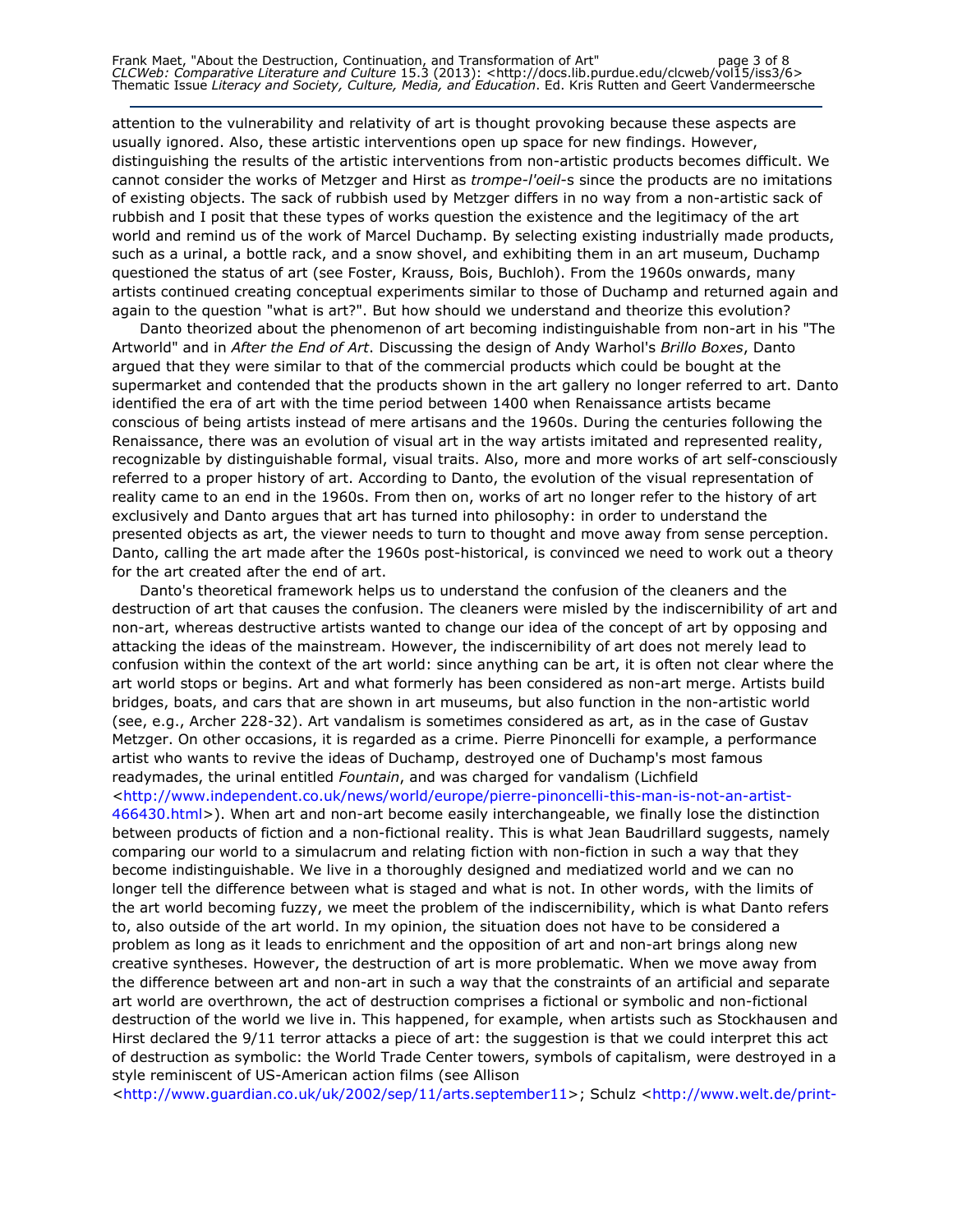attention to the vulnerability and relativity of art is thought provoking because these aspects are usually ignored. Also, these artistic interventions open up space for new findings. However, distinguishing the results of the artistic interventions from non-artistic products becomes difficult. We cannot consider the works of Metzger and Hirst as *trompe-l'oeil*-s since the products are no imitations of existing objects. The sack of rubbish used by Metzger differs in no way from a non-artistic sack of rubbish and I posit that these types of works question the existence and the legitimacy of the art world and remind us of the work of Marcel Duchamp. By selecting existing industrially made products, such as a urinal, a bottle rack, and a snow shovel, and exhibiting them in an art museum, Duchamp questioned the status of art (see Foster, Krauss, Bois, Buchloh). From the 1960s onwards, many artists continued creating conceptual experiments similar to those of Duchamp and returned again and again to the question "what is art?". But how should we understand and theorize this evolution?

Danto theorized about the phenomenon of art becoming indistinguishable from non-art in his "The Artworld" and in *After the End of Art*. Discussing the design of Andy Warhol's *Brillo Boxes*, Danto argued that they were similar to that of the commercial products which could be bought at the supermarket and contended that the products shown in the art gallery no longer referred to art. Danto identified the era of art with the time period between 1400 when Renaissance artists became conscious of being artists instead of mere artisans and the 1960s. During the centuries following the Renaissance, there was an evolution of visual art in the way artists imitated and represented reality, recognizable by distinguishable formal, visual traits. Also, more and more works of art self-consciously referred to a proper history of art. According to Danto, the evolution of the visual representation of reality came to an end in the 1960s. From then on, works of art no longer refer to the history of art exclusively and Danto argues that art has turned into philosophy: in order to understand the presented objects as art, the viewer needs to turn to thought and move away from sense perception. Danto, calling the art made after the 1960s post-historical, is convinced we need to work out a theory for the art created after the end of art.

Danto's theoretical framework helps us to understand the confusion of the cleaners and the destruction of art that causes the confusion. The cleaners were misled by the indiscernibility of art and non-art, whereas destructive artists wanted to change our idea of the concept of art by opposing and attacking the ideas of the mainstream. However, the indiscernibility of art does not merely lead to confusion within the context of the art world: since anything can be art, it is often not clear where the art world stops or begins. Art and what formerly has been considered as non-art merge. Artists build bridges, boats, and cars that are shown in art museums, but also function in the non-artistic world (see, e.g., Archer 228-32). Art vandalism is sometimes considered as art, as in the case of Gustav Metzger. On other occasions, it is regarded as a crime. Pierre Pinoncelli for example, a performance artist who wants to revive the ideas of Duchamp, destroyed one of Duchamp's most famous readymades, the urinal entitled *Fountain*, and was charged for vandalism (Lichfield <http://www.independent.co.uk/news/world/europe/pierre-pinoncelli-this-man-is-not-an-artist-466430.html>). When art and non-art become easily interchangeable, we finally lose the distinction between products of fiction and a non-fictional reality. This is what Jean Baudrillard suggests, namely comparing our world to a simulacrum and relating fiction with non-fiction in such a way that they become indistinguishable. We live in a thoroughly designed and mediatized world and we can no longer tell the difference between what is staged and what is not. In other words, with the limits of the art world becoming fuzzy, we meet the problem of the indiscernibility, which is what Danto refers to, also outside of the art world. In my opinion, the situation does not have to be considered a problem as long as it leads to enrichment and the opposition of art and non-art brings along new creative syntheses. However, the destruction of art is more problematic. When we move away from the difference between art and non-art in such a way that the constraints of an artificial and separate art world are overthrown, the act of destruction comprises a fictional or symbolic and non-fictional destruction of the world we live in. This happened, for example, when artists such as Stockhausen and Hirst declared the 9/11 terror attacks a piece of art: the suggestion is that we could interpret this act of destruction as symbolic: the World Trade Center towers, symbols of capitalism, were destroyed in a style reminiscent of US-American action films (see Allison <http://www.guardian.co.uk/uk/2002/sep/11/arts.september11>; Schulz <http://www.welt.de/print-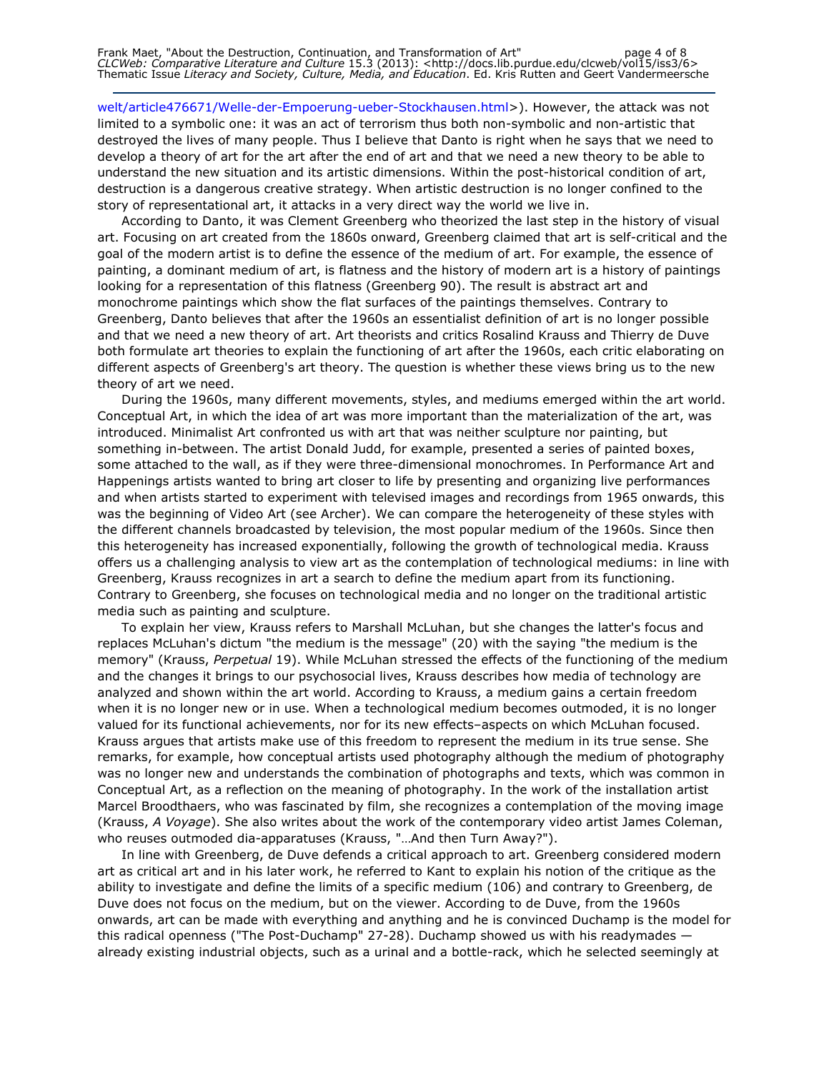welt/article476671/Welle-der-Empoerung-ueber-Stockhausen.html>). However, the attack was not limited to a symbolic one: it was an act of terrorism thus both non-symbolic and non-artistic that destroyed the lives of many people. Thus I believe that Danto is right when he says that we need to develop a theory of art for the art after the end of art and that we need a new theory to be able to understand the new situation and its artistic dimensions. Within the post-historical condition of art, destruction is a dangerous creative strategy. When artistic destruction is no longer confined to the story of representational art, it attacks in a very direct way the world we live in.

According to Danto, it was Clement Greenberg who theorized the last step in the history of visual art. Focusing on art created from the 1860s onward, Greenberg claimed that art is self-critical and the goal of the modern artist is to define the essence of the medium of art. For example, the essence of painting, a dominant medium of art, is flatness and the history of modern art is a history of paintings looking for a representation of this flatness (Greenberg 90). The result is abstract art and monochrome paintings which show the flat surfaces of the paintings themselves. Contrary to Greenberg, Danto believes that after the 1960s an essentialist definition of art is no longer possible and that we need a new theory of art. Art theorists and critics Rosalind Krauss and Thierry de Duve both formulate art theories to explain the functioning of art after the 1960s, each critic elaborating on different aspects of Greenberg's art theory. The question is whether these views bring us to the new theory of art we need.

During the 1960s, many different movements, styles, and mediums emerged within the art world. Conceptual Art, in which the idea of art was more important than the materialization of the art, was introduced. Minimalist Art confronted us with art that was neither sculpture nor painting, but something in-between. The artist Donald Judd, for example, presented a series of painted boxes, some attached to the wall, as if they were three-dimensional monochromes. In Performance Art and Happenings artists wanted to bring art closer to life by presenting and organizing live performances and when artists started to experiment with televised images and recordings from 1965 onwards, this was the beginning of Video Art (see Archer). We can compare the heterogeneity of these styles with the different channels broadcasted by television, the most popular medium of the 1960s. Since then this heterogeneity has increased exponentially, following the growth of technological media. Krauss offers us a challenging analysis to view art as the contemplation of technological mediums: in line with Greenberg, Krauss recognizes in art a search to define the medium apart from its functioning. Contrary to Greenberg, she focuses on technological media and no longer on the traditional artistic media such as painting and sculpture.

To explain her view, Krauss refers to Marshall McLuhan, but she changes the latter's focus and replaces McLuhan's dictum "the medium is the message" (20) with the saying "the medium is the memory" (Krauss, *Perpetual* 19). While McLuhan stressed the effects of the functioning of the medium and the changes it brings to our psychosocial lives, Krauss describes how media of technology are analyzed and shown within the art world. According to Krauss, a medium gains a certain freedom when it is no longer new or in use. When a technological medium becomes outmoded, it is no longer valued for its functional achievements, nor for its new effects–aspects on which McLuhan focused. Krauss argues that artists make use of this freedom to represent the medium in its true sense. She remarks, for example, how conceptual artists used photography although the medium of photography was no longer new and understands the combination of photographs and texts, which was common in Conceptual Art, as a reflection on the meaning of photography. In the work of the installation artist Marcel Broodthaers, who was fascinated by film, she recognizes a contemplation of the moving image (Krauss, *A Voyage*). She also writes about the work of the contemporary video artist James Coleman, who reuses outmoded dia-apparatuses (Krauss, "…And then Turn Away?").

In line with Greenberg, de Duve defends a critical approach to art. Greenberg considered modern art as critical art and in his later work, he referred to Kant to explain his notion of the critique as the ability to investigate and define the limits of a specific medium (106) and contrary to Greenberg, de Duve does not focus on the medium, but on the viewer. According to de Duve, from the 1960s onwards, art can be made with everything and anything and he is convinced Duchamp is the model for this radical openness ("The Post-Duchamp" 27-28). Duchamp showed us with his readymades — already existing industrial objects, such as a urinal and a bottle-rack, which he selected seemingly at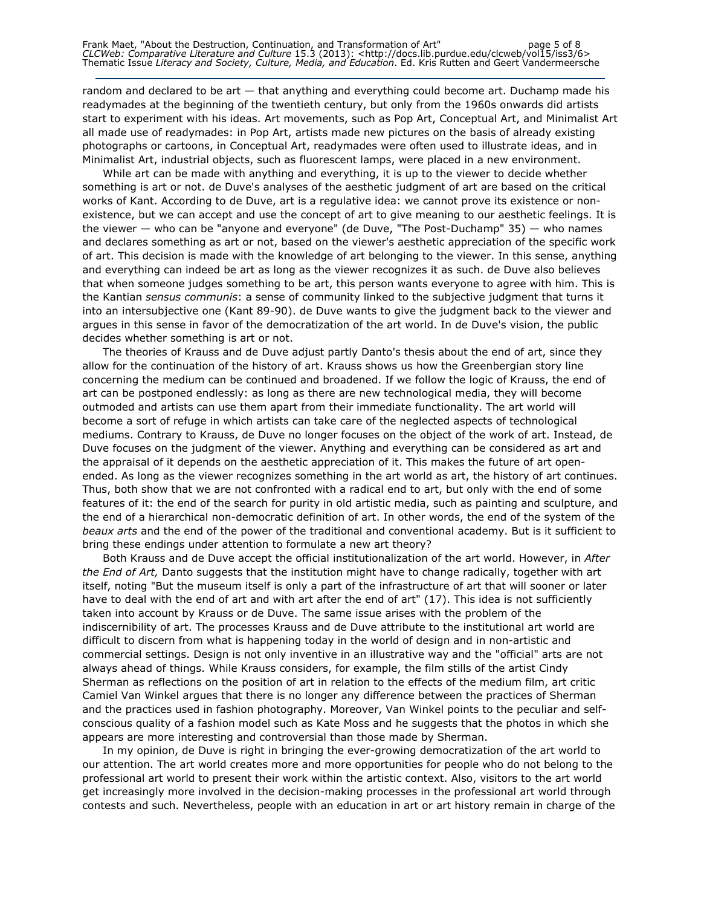random and declared to be art — that anything and everything could become art. Duchamp made his readymades at the beginning of the twentieth century, but only from the 1960s onwards did artists start to experiment with his ideas. Art movements, such as Pop Art, Conceptual Art, and Minimalist Art all made use of readymades: in Pop Art, artists made new pictures on the basis of already existing photographs or cartoons, in Conceptual Art, readymades were often used to illustrate ideas, and in Minimalist Art, industrial objects, such as fluorescent lamps, were placed in a new environment.

While art can be made with anything and everything, it is up to the viewer to decide whether something is art or not. de Duve's analyses of the aesthetic judgment of art are based on the critical works of Kant. According to de Duve, art is a regulative idea: we cannot prove its existence or non-existence, but we can accept and use the concept of art to give meaning to our aesthetic feelings. It is the viewer — who can be "anyone and everyone" (de Duve, "The Post-Duchamp" 35) — who names and declares something as art or not, based on the viewer's aesthetic appreciation of the specific work of art. This decision is made with the knowledge of art belonging to the viewer. In this sense, anything and everything can indeed be art as long as the viewer recognizes it as such. de Duve also believes that when someone judges something to be art, this person wants everyone to agree with him. This is the Kantian *sensus communis*: a sense of community linked to the subjective judgment that turns it into an intersubjective one (Kant 89-90). de Duve wants to give the judgment back to the viewer and argues in this sense in favor of the democratization of the art world. In de Duve's vision, the public decides whether something is art or not.

The theories of Krauss and de Duve adjust partly Danto's thesis about the end of art, since they allow for the continuation of the history of art. Krauss shows us how the Greenbergian story line concerning the medium can be continued and broadened. If we follow the logic of Krauss, the end of art can be postponed endlessly: as long as there are new technological media, they will become outmoded and artists can use them apart from their immediate functionality. The art world will become a sort of refuge in which artists can take care of the neglected aspects of technological mediums. Contrary to Krauss, de Duve no longer focuses on the object of the work of art. Instead, de Duve focuses on the judgment of the viewer. Anything and everything can be considered as art and the appraisal of it depends on the aesthetic appreciation of it. This makes the future of art open-ended. As long as the viewer recognizes something in the art world as art, the history of art continues. Thus, both show that we are not confronted with a radical end to art, but only with the end of some features of it: the end of the search for purity in old artistic media, such as painting and sculpture, and the end of a hierarchical non-democratic definition of art. In other words, the end of the system of the *beaux arts* and the end of the power of the traditional and conventional academy. But is it sufficient to bring these endings under attention to formulate a new art theory?

Both Krauss and de Duve accept the official institutionalization of the art world. However, in *After the End of Art,* Danto suggests that the institution might have to change radically, together with art itself, noting "But the museum itself is only a part of the infrastructure of art that will sooner or later have to deal with the end of art and with art after the end of art" (17). This idea is not sufficiently taken into account by Krauss or de Duve. The same issue arises with the problem of the indiscernibility of art. The processes Krauss and de Duve attribute to the institutional art world are difficult to discern from what is happening today in the world of design and in non-artistic and commercial settings. Design is not only inventive in an illustrative way and the "official" arts are not always ahead of things. While Krauss considers, for example, the film stills of the artist Cindy Sherman as reflections on the position of art in relation to the effects of the medium film, art critic Camiel Van Winkel argues that there is no longer any difference between the practices of Sherman and the practices used in fashion photography. Moreover, Van Winkel points to the peculiar and self-conscious quality of a fashion model such as Kate Moss and he suggests that the photos in which she appears are more interesting and controversial than those made by Sherman.

In my opinion, de Duve is right in bringing the ever-growing democratization of the art world to our attention. The art world creates more and more opportunities for people who do not belong to the professional art world to present their work within the artistic context. Also, visitors to the art world get increasingly more involved in the decision-making processes in the professional art world through contests and such. Nevertheless, people with an education in art or art history remain in charge of the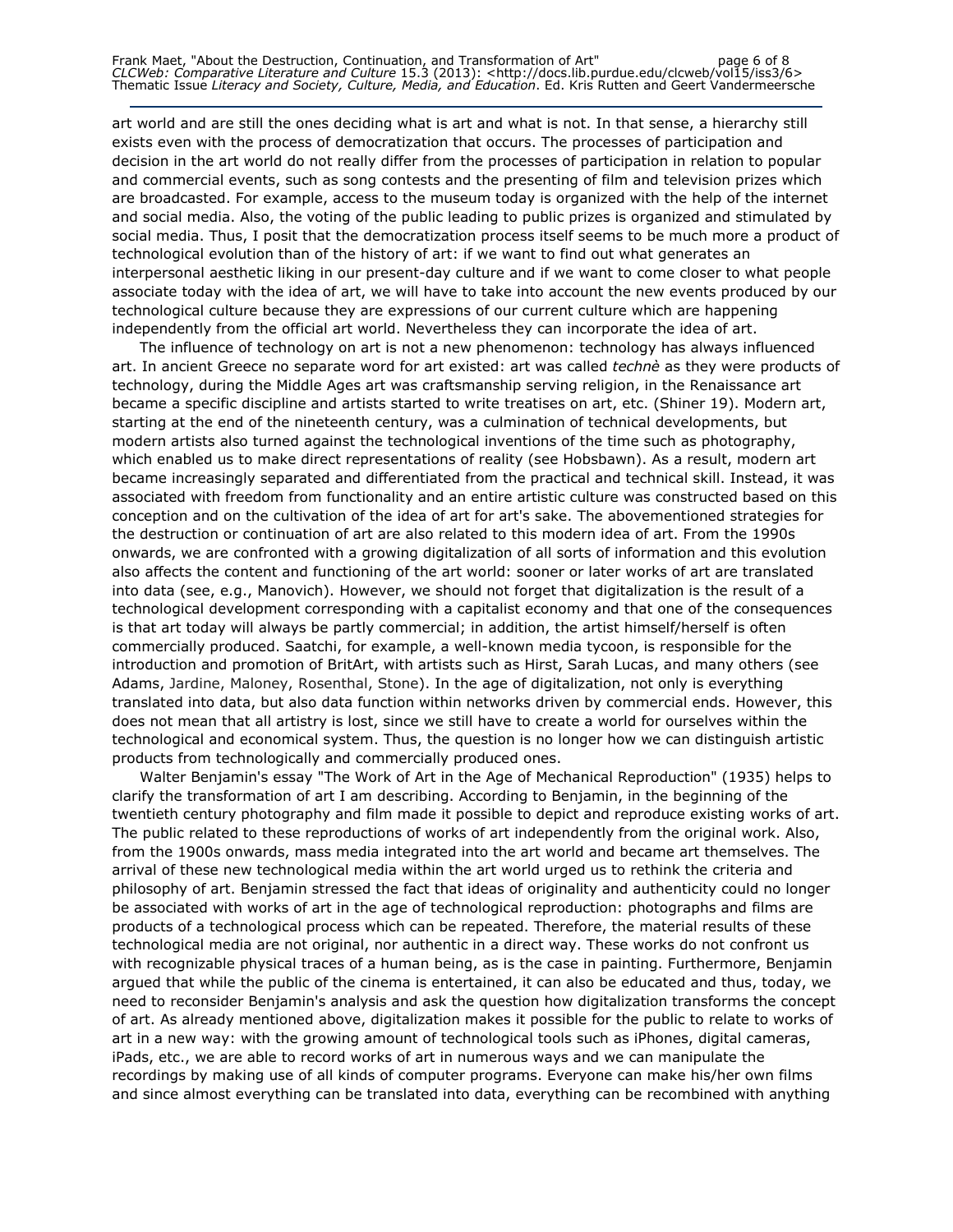art world and are still the ones deciding what is art and what is not. In that sense, a hierarchy still exists even with the process of democratization that occurs. The processes of participation and decision in the art world do not really differ from the processes of participation in relation to popular and commercial events, such as song contests and the presenting of film and television prizes which are broadcasted. For example, access to the museum today is organized with the help of the internet and social media. Also, the voting of the public leading to public prizes is organized and stimulated by social media. Thus, I posit that the democratization process itself seems to be much more a product of technological evolution than of the history of art: if we want to find out what generates an interpersonal aesthetic liking in our present-day culture and if we want to come closer to what people associate today with the idea of art, we will have to take into account the new events produced by our technological culture because they are expressions of our current culture which are happening independently from the official art world. Nevertheless they can incorporate the idea of art.

The influence of technology on art is not a new phenomenon: technology has always influenced art. In ancient Greece no separate word for art existed: art was called *technè* as they were products of technology, during the Middle Ages art was craftsmanship serving religion, in the Renaissance art became a specific discipline and artists started to write treatises on art, etc. (Shiner 19). Modern art, starting at the end of the nineteenth century, was a culmination of technical developments, but modern artists also turned against the technological inventions of the time such as photography, which enabled us to make direct representations of reality (see Hobsbawn). As a result, modern art became increasingly separated and differentiated from the practical and technical skill. Instead, it was associated with freedom from functionality and an entire artistic culture was constructed based on this conception and on the cultivation of the idea of art for art's sake. The abovementioned strategies for the destruction or continuation of art are also related to this modern idea of art. From the 1990s onwards, we are confronted with a growing digitalization of all sorts of information and this evolution also affects the content and functioning of the art world: sooner or later works of art are translated into data (see, e.g., Manovich). However, we should not forget that digitalization is the result of a technological development corresponding with a capitalist economy and that one of the consequences is that art today will always be partly commercial; in addition, the artist himself/herself is often commercially produced. Saatchi, for example, a well-known media tycoon, is responsible for the introduction and promotion of BritArt, with artists such as Hirst, Sarah Lucas, and many others (see Adams, Jardine, Maloney, Rosenthal, Stone). In the age of digitalization, not only is everything translated into data, but also data function within networks driven by commercial ends. However, this does not mean that all artistry is lost, since we still have to create a world for ourselves within the technological and economical system. Thus, the question is no longer how we can distinguish artistic products from technologically and commercially produced ones.

Walter Benjamin's essay "The Work of Art in the Age of Mechanical Reproduction" (1935) helps to clarify the transformation of art I am describing. According to Benjamin, in the beginning of the twentieth century photography and film made it possible to depict and reproduce existing works of art. The public related to these reproductions of works of art independently from the original work. Also, from the 1900s onwards, mass media integrated into the art world and became art themselves. The arrival of these new technological media within the art world urged us to rethink the criteria and philosophy of art. Benjamin stressed the fact that ideas of originality and authenticity could no longer be associated with works of art in the age of technological reproduction: photographs and films are products of a technological process which can be repeated. Therefore, the material results of these technological media are not original, nor authentic in a direct way. These works do not confront us with recognizable physical traces of a human being, as is the case in painting. Furthermore, Benjamin argued that while the public of the cinema is entertained, it can also be educated and thus, today, we need to reconsider Benjamin's analysis and ask the question how digitalization transforms the concept of art. As already mentioned above, digitalization makes it possible for the public to relate to works of art in a new way: with the growing amount of technological tools such as iPhones, digital cameras, iPads, etc., we are able to record works of art in numerous ways and we can manipulate the recordings by making use of all kinds of computer programs. Everyone can make his/her own films and since almost everything can be translated into data, everything can be recombined with anything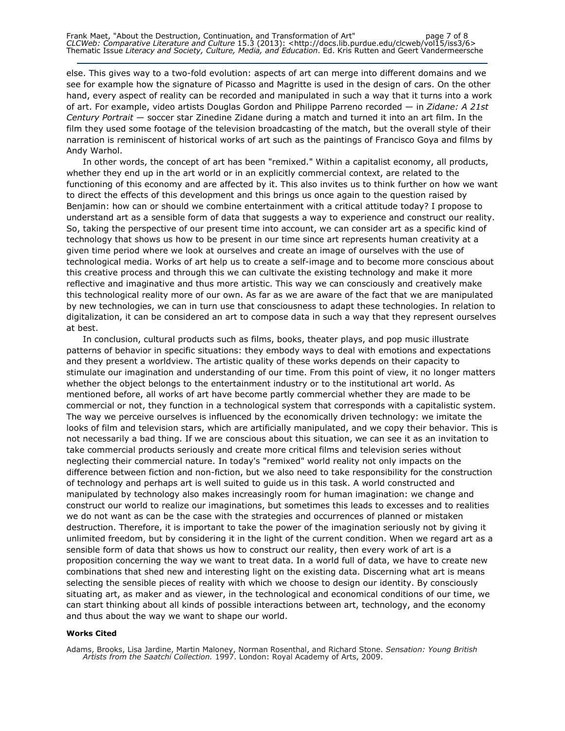else. This gives way to a two-fold evolution: aspects of art can merge into different domains and we see for example how the signature of Picasso and Magritte is used in the design of cars. On the other hand, every aspect of reality can be recorded and manipulated in such a way that it turns into a work of art. For example, video artists Douglas Gordon and Philippe Parreno recorded — in *Zidane: A 21st Century Portrait* — soccer star Zinedine Zidane during a match and turned it into an art film. In the film they used some footage of the television broadcasting of the match, but the overall style of their narration is reminiscent of historical works of art such as the paintings of Francisco Goya and films by Andy Warhol.

In other words, the concept of art has been "remixed." Within a capitalist economy, all products, whether they end up in the art world or in an explicitly commercial context, are related to the functioning of this economy and are affected by it. This also invites us to think further on how we want to direct the effects of this development and this brings us once again to the question raised by Benjamin: how can or should we combine entertainment with a critical attitude today? I propose to understand art as a sensible form of data that suggests a way to experience and construct our reality. So, taking the perspective of our present time into account, we can consider art as a specific kind of technology that shows us how to be present in our time since art represents human creativity at a given time period where we look at ourselves and create an image of ourselves with the use of technological media. Works of art help us to create a self-image and to become more conscious about this creative process and through this we can cultivate the existing technology and make it more reflective and imaginative and thus more artistic. This way we can consciously and creatively make this technological reality more of our own. As far as we are aware of the fact that we are manipulated by new technologies, we can in turn use that consciousness to adapt these technologies. In relation to digitalization, it can be considered an art to compose data in such a way that they represent ourselves at best.

In conclusion, cultural products such as films, books, theater plays, and pop music illustrate patterns of behavior in specific situations: they embody ways to deal with emotions and expectations and they present a worldview. The artistic quality of these works depends on their capacity to stimulate our imagination and understanding of our time. From this point of view, it no longer matters whether the object belongs to the entertainment industry or to the institutional art world. As mentioned before, all works of art have become partly commercial whether they are made to be commercial or not, they function in a technological system that corresponds with a capitalistic system. The way we perceive ourselves is influenced by the economically driven technology: we imitate the looks of film and television stars, which are artificially manipulated, and we copy their behavior. This is not necessarily a bad thing. If we are conscious about this situation, we can see it as an invitation to take commercial products seriously and create more critical films and television series without neglecting their commercial nature. In today's "remixed" world reality not only impacts on the difference between fiction and non-fiction, but we also need to take responsibility for the construction of technology and perhaps art is well suited to guide us in this task. A world constructed and manipulated by technology also makes increasingly room for human imagination: we change and construct our world to realize our imaginations, but sometimes this leads to excesses and to realities we do not want as can be the case with the strategies and occurrences of planned or mistaken destruction. Therefore, it is important to take the power of the imagination seriously not by giving it unlimited freedom, but by considering it in the light of the current condition. When we regard art as a sensible form of data that shows us how to construct our reality, then every work of art is a proposition concerning the way we want to treat data. In a world full of data, we have to create new combinations that shed new and interesting light on the existing data. Discerning what art is means selecting the sensible pieces of reality with which we choose to design our identity. By consciously situating art, as maker and as viewer, in the technological and economical conditions of our time, we can start thinking about all kinds of possible interactions between art, technology, and the economy and thus about the way we want to shape our world.

**Works Cited**

Adams, Brooks, Lisa Jardine, Martin Maloney, Norman Rosenthal, and Richard Stone. *Sensation: Young British Artists from the Saatchi Collection.* 1997. London: Royal Academy of Arts, 2009.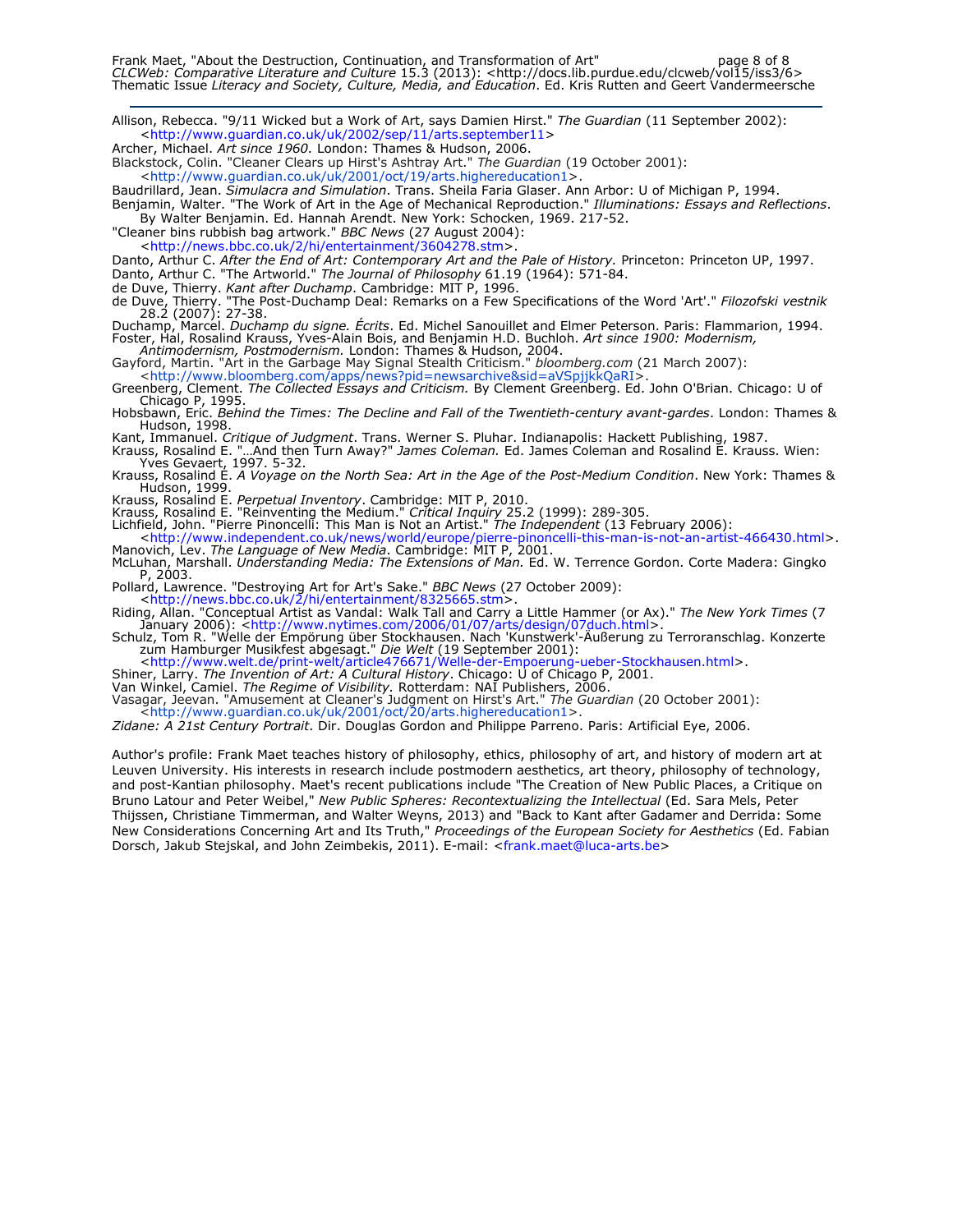Allison, Rebecca. "9/11 Wicked but a Work of Art, says Damien Hirst." *The Guardian* (11 September 2002): <http://www.guardian.co.uk/uk/2002/sep/11/arts.september11>

Archer, Michael. *Art since 1960.* London: Thames & Hudson, 2006.

Blackstock, Colin. "Cleaner Clears up Hirst's Ashtray Art." *The Guardian* (19 October 2001): <http://www.guardian.co.uk/uk/2001/oct/19/arts.highereducation1>.

Baudrillard, Jean. *Simulacra and Simulation*. Trans. Sheila Faria Glaser. Ann Arbor: U of Michigan P, 1994.

Benjamin, Walter. "The Work of Art in the Age of Mechanical Reproduction." *Illuminations: Essays and Reflections*. By Walter Benjamin. Ed. Hannah Arendt. New York: Schocken, 1969. 217-52.

"Cleaner bins rubbish bag artwork." *BBC News* (27 August 2004): <http://news.bbc.co.uk/2/hi/entertainment/3604278.stm>.

Danto, Arthur C. *After the End of Art: Contemporary Art and the Pale of History.* Princeton: Princeton UP, 1997.

Danto, Arthur C. "The Artworld." *The Journal of Philosophy* 61.19 (1964): 571-84.

de Duve, Thierry. *Kant after Duchamp*. Cambridge: MIT P, 1996.

de Duve, Thierry. "The Post-Duchamp Deal: Remarks on a Few Specifications of the Word 'Art'." *Filozofski vestnik* 28.2 (2007): 27-38.

Duchamp, Marcel. *Duchamp du signe. Écrits*. Ed. Michel Sanouillet and Elmer Peterson. Paris: Flammarion, 1994.

Foster, Hal, Rosalind Krauss, Yves-Alain Bois, and Benjamin H.D. Buchloh. *Art since 1900: Modernism, Antimodernism, Postmodernism.* London: Thames & Hudson, 2004.

Gayford, Martin. "Art in the Garbage May Signal Stealth Criticism." *bloomberg.com* (21 March 2007): <http://www.bloomberg.com/apps/news?pid=newsarchive&sid=aVSpjjkkQaRI>.

Greenberg, Clement. *The Collected Essays and Criticism.* By Clement Greenberg. Ed. John O'Brian. Chicago: U of Chicago P, 1995.

Hobsbawn, Eric. *Behind the Times: The Decline and Fall of the Twentieth-century avant-gardes*. London: Thames & Hudson, 1998.

Kant, Immanuel. *Critique of Judgment*. Trans. Werner S. Pluhar. Indianapolis: Hackett Publishing, 1987.

Krauss, Rosalind E. "…And then Turn Away?" *James Coleman.* Ed. James Coleman and Rosalind E. Krauss. Wien: Yves Gevaert, 1997. 5-32.

Krauss, Rosalind E. *A Voyage on the North Sea: Art in the Age of the Post-Medium Condition*. New York: Thames & Hudson, 1999.

Krauss, Rosalind E. *Perpetual Inventory*. Cambridge: MIT P, 2010.

Krauss, Rosalind E. "Reinventing the Medium." *Critical Inquiry* 25.2 (1999): 289-305.

Lichfield, John. "Pierre Pinoncelli: This Man is Not an Artist." *The Independent* (13 February 2006): <http://www.independent.co.uk/news/world/europe/pierre-pinoncelli-this-man-is-not-an-artist-466430.html>.

Manovich, Lev. *The Language of New Media*. Cambridge: MIT P, 2001.

McLuhan, Marshall. *Understanding Media: The Extensions of Man.* Ed. W. Terrence Gordon. Corte Madera: Gingko P, 2003.

Pollard, Lawrence. "Destroying Art for Art's Sake." *BBC News* (27 October 2009): <http://news.bbc.co.uk/2/hi/entertainment/8325665.stm>.

Riding, Allan. "Conceptual Artist as Vandal: Walk Tall and Carry a Little Hammer (or Ax)." *The New York Times* (7 January 2006): <http://www.nytimes.com/2006/01/07/arts/design/07duch.html>.

Schulz, Tom R. "Welle der Empörung über Stockhausen. Nach 'Kunstwerk'-Äußerung zu Terroranschlag. Konzerte zum Hamburger Musikfest abgesagt." *Die Welt* (19 September 2001): <http://www.welt.de/print-welt/article476671/Welle-der-Empoerung-ueber-Stockhausen.html>.

Shiner, Larry. *The Invention of Art: A Cultural History*. Chicago: U of Chicago P, 2001.

Van Winkel, Camiel. *The Regime of Visibility*. Rotterdam: NAI Publishers, 2006.

Vasagar, Jeevan. "Amusement at Cleaner's Judgment on Hirst's Art." *The Guardian* (20 October 2001): <http://www.guardian.co.uk/uk/2001/oct/20/arts.highereducation1>.

*Zidane: A 21st Century Portrait*. Dir. Douglas Gordon and Philippe Parreno. Paris: Artificial Eye, 2006.

Author's profile: Frank Maet teaches history of philosophy, ethics, philosophy of art, and history of modern art at Leuven University. His interests in research include postmodern aesthetics, art theory, philosophy of technology, and post-Kantian philosophy. Maet's recent publications include "The Creation of New Public Places, a Critique on Bruno Latour and Peter Weibel," *New Public Spheres: Recontextualizing the Intellectual* (Ed. Sara Mels, Peter Thijssen, Christiane Timmerman, and Walter Weyns, 2013) and "Back to Kant after Gadamer and Derrida: Some New Considerations Concerning Art and Its Truth," *Proceedings of the European Society for Aesthetics* (Ed. Fabian Dorsch, Jakub Stejskal, and John Zeimbekis, 2011). E-mail: <frank.maet@luca-arts.be>